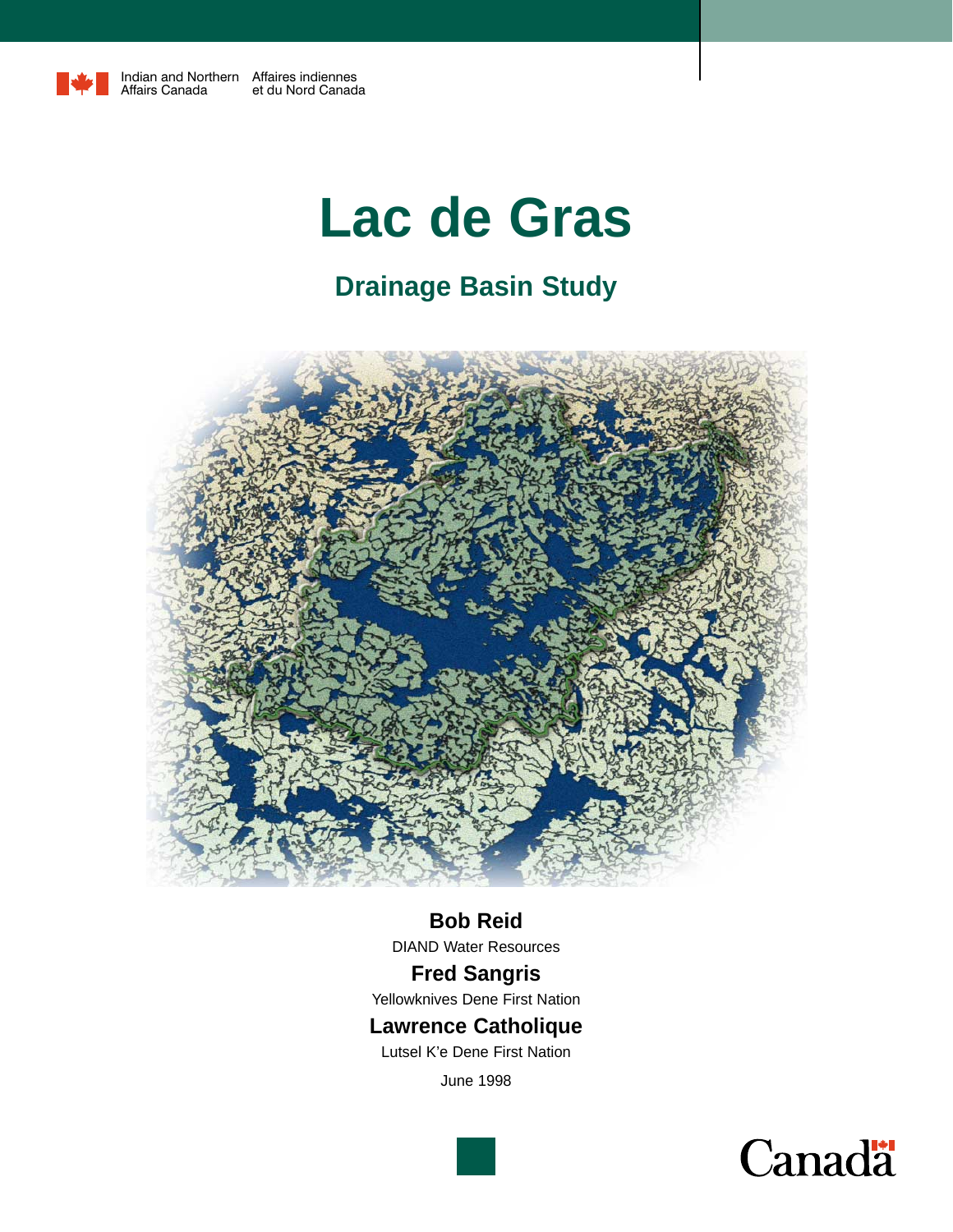Indian and Northern Affairs Canada | Affaires indiennes et du Nord Canada

# Lac de Gras

## Drainage Basin Study

**Bob Reid**

DIAND Water Resources

**Fred Sangris**

Yellowknives Dene First Nation

**Lawrence Catholique**

Lutsel K'e Dene First Nation

June 1998

Canada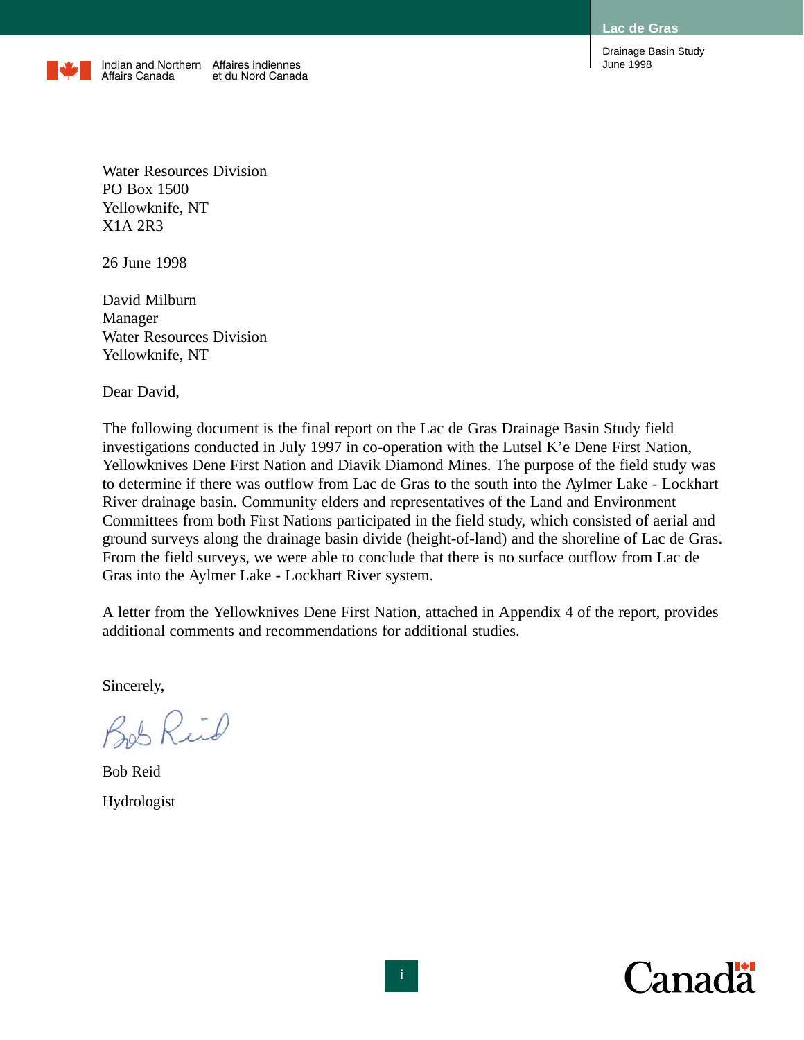Indian and Northern Affairs Canada / Affaires indiennes et du Nord Canada

Water Resources Division
PO Box 1500
Yellowknife, NT
X1A 2R3

26 June 1998

David Milburn
Manager
Water Resources Division
Yellowknife, NT

Dear David,

The following document is the final report on the Lac de Gras Drainage Basin Study field investigations conducted in July 1997 in co-operation with the Lutsel K'e Dene First Nation, Yellowknives Dene First Nation and Diavik Diamond Mines. The purpose of the field study was to determine if there was outflow from Lac de Gras to the south into the Aylmer Lake - Lockhart River drainage basin. Community elders and representatives of the Land and Environment Committees from both First Nations participated in the field study, which consisted of aerial and ground surveys along the drainage basin divide (height-of-land) and the shoreline of Lac de Gras. From the field surveys, we were able to conclude that there is no surface outflow from Lac de Gras into the Aylmer Lake - Lockhart River system.

A letter from the Yellowknives Dene First Nation, attached in Appendix 4 of the report, provides additional comments and recommendations for additional studies.

Sincerely,

Bob Reid

Bob Reid

Hydrologist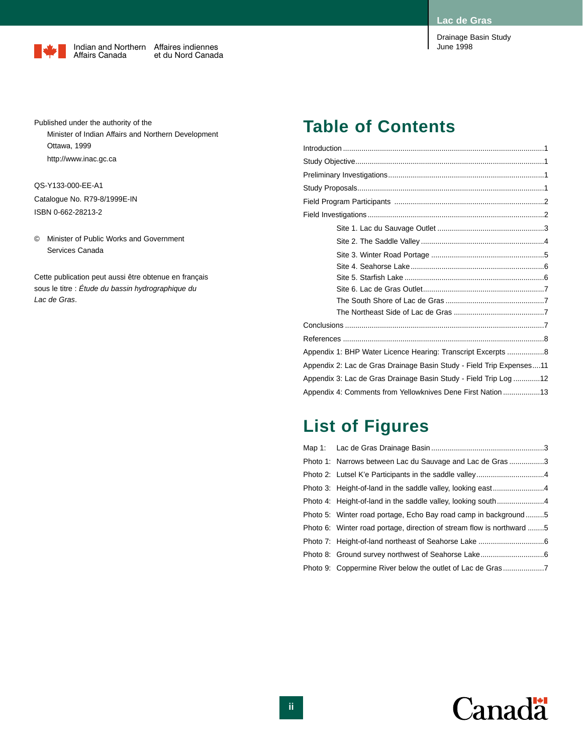Indian and Northern Affairs Canada | Affaires indiennes et du Nord Canada

Published under the authority of the
Minister of Indian Affairs and Northern Development
Ottawa, 1999
http://www.inac.gc.ca

QS-Y133-000-EE-A1
Catalogue No. R79-8/1999E-IN
ISBN 0-662-28213-2

© Minister of Public Works and Government Services Canada

Cette publication peut aussi être obtenue en français sous le titre : *Étude du bassin hydrographique du Lac de Gras*.

# Table of Contents

- Introduction ....... 1
- Study Objective ....... 1
- Preliminary Investigations ....... 1
- Study Proposals ....... 1
- Field Program Participants ....... 2
- Field Investigations ....... 2
  - Site 1. Lac du Sauvage Outlet ....... 3
  - Site 2. The Saddle Valley ....... 4
  - Site 3. Winter Road Portage ....... 5
  - Site 4. Seahorse Lake ....... 6
  - Site 5. Starfish Lake ....... 6
  - Site 6. Lac de Gras Outlet ....... 7
  - The South Shore of Lac de Gras ....... 7
  - The Northeast Side of Lac de Gras ....... 7
- Conclusions ....... 7
- References ....... 8
- Appendix 1: BHP Water Licence Hearing: Transcript Excerpts ....... 8
- Appendix 2: Lac de Gras Drainage Basin Study - Field Trip Expenses ....... 11
- Appendix 3: Lac de Gras Drainage Basin Study - Field Trip Log ....... 12
- Appendix 4: Comments from Yellowknives Dene First Nation ....... 13

# List of Figures

- Map 1: Lac de Gras Drainage Basin ....... 3
- Photo 1: Narrows between Lac du Sauvage and Lac de Gras ....... 3
- Photo 2: Lutsel K'e Participants in the saddle valley ....... 4
- Photo 3: Height-of-land in the saddle valley, looking east ....... 4
- Photo 4: Height-of-land in the saddle valley, looking south ....... 4
- Photo 5: Winter road portage, Echo Bay road camp in background ....... 5
- Photo 6: Winter road portage, direction of stream flow is northward ....... 5
- Photo 7: Height-of-land northeast of Seahorse Lake ....... 6
- Photo 8: Ground survey northwest of Seahorse Lake ....... 6
- Photo 9: Coppermine River below the outlet of Lac de Gras ....... 7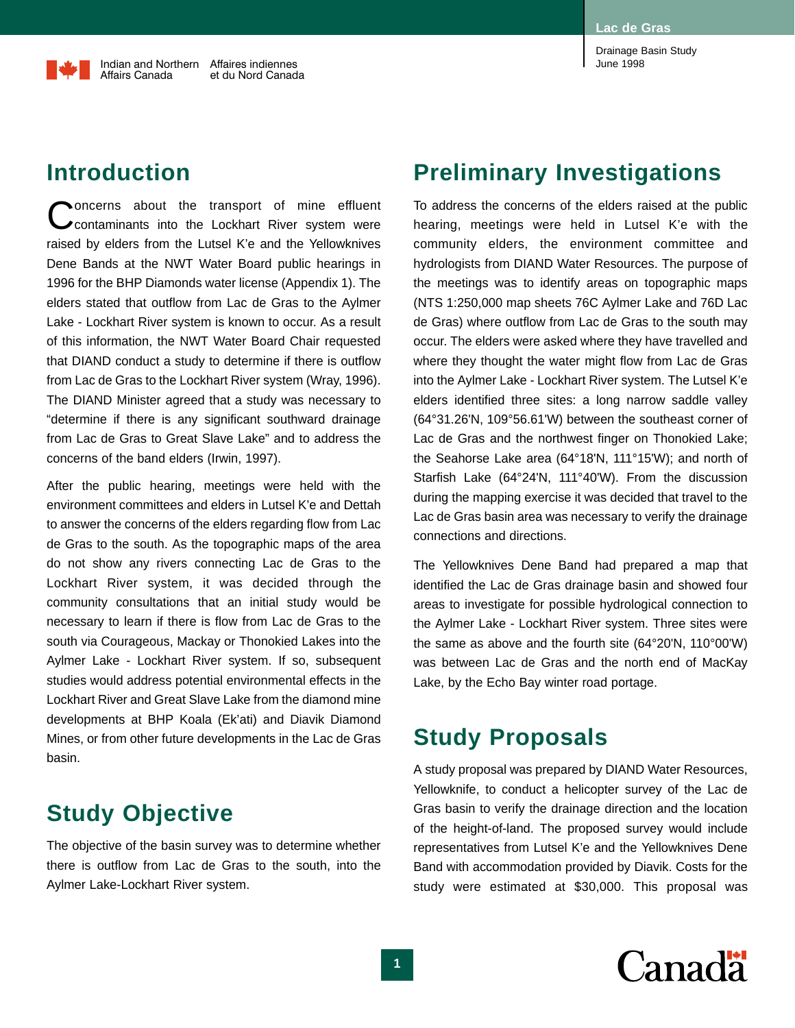## Introduction

Concerns about the transport of mine effluent contaminants into the Lockhart River system were raised by elders from the Lutsel K'e and the Yellowknives Dene Bands at the NWT Water Board public hearings in 1996 for the BHP Diamonds water license (Appendix 1). The elders stated that outflow from Lac de Gras to the Aylmer Lake - Lockhart River system is known to occur. As a result of this information, the NWT Water Board Chair requested that DIAND conduct a study to determine if there is outflow from Lac de Gras to the Lockhart River system (Wray, 1996). The DIAND Minister agreed that a study was necessary to "determine if there is any significant southward drainage from Lac de Gras to Great Slave Lake" and to address the concerns of the band elders (Irwin, 1997).

After the public hearing, meetings were held with the environment committees and elders in Lutsel K'e and Dettah to answer the concerns of the elders regarding flow from Lac de Gras to the south. As the topographic maps of the area do not show any rivers connecting Lac de Gras to the Lockhart River system, it was decided through the community consultations that an initial study would be necessary to learn if there is flow from Lac de Gras to the south via Courageous, Mackay or Thonokied Lakes into the Aylmer Lake - Lockhart River system. If so, subsequent studies would address potential environmental effects in the Lockhart River and Great Slave Lake from the diamond mine developments at BHP Koala (Ek'ati) and Diavik Diamond Mines, or from other future developments in the Lac de Gras basin.

## Study Objective

The objective of the basin survey was to determine whether there is outflow from Lac de Gras to the south, into the Aylmer Lake-Lockhart River system.

## Preliminary Investigations

To address the concerns of the elders raised at the public hearing, meetings were held in Lutsel K'e with the community elders, the environment committee and hydrologists from DIAND Water Resources. The purpose of the meetings was to identify areas on topographic maps (NTS 1:250,000 map sheets 76C Aylmer Lake and 76D Lac de Gras) where outflow from Lac de Gras to the south may occur. The elders were asked where they have travelled and where they thought the water might flow from Lac de Gras into the Aylmer Lake - Lockhart River system. The Lutsel K'e elders identified three sites: a long narrow saddle valley (64°31.26'N, 109°56.61'W) between the southeast corner of Lac de Gras and the northwest finger on Thonokied Lake; the Seahorse Lake area (64°18'N, 111°15'W); and north of Starfish Lake (64°24'N, 111°40'W). From the discussion during the mapping exercise it was decided that travel to the Lac de Gras basin area was necessary to verify the drainage connections and directions.

The Yellowknives Dene Band had prepared a map that identified the Lac de Gras drainage basin and showed four areas to investigate for possible hydrological connection to the Aylmer Lake - Lockhart River system. Three sites were the same as above and the fourth site (64°20'N, 110°00'W) was between Lac de Gras and the north end of MacKay Lake, by the Echo Bay winter road portage.

## Study Proposals

A study proposal was prepared by DIAND Water Resources, Yellowknife, to conduct a helicopter survey of the Lac de Gras basin to verify the drainage direction and the location of the height-of-land. The proposed survey would include representatives from Lutsel K'e and the Yellowknives Dene Band with accommodation provided by Diavik. Costs for the study were estimated at $30,000. This proposal was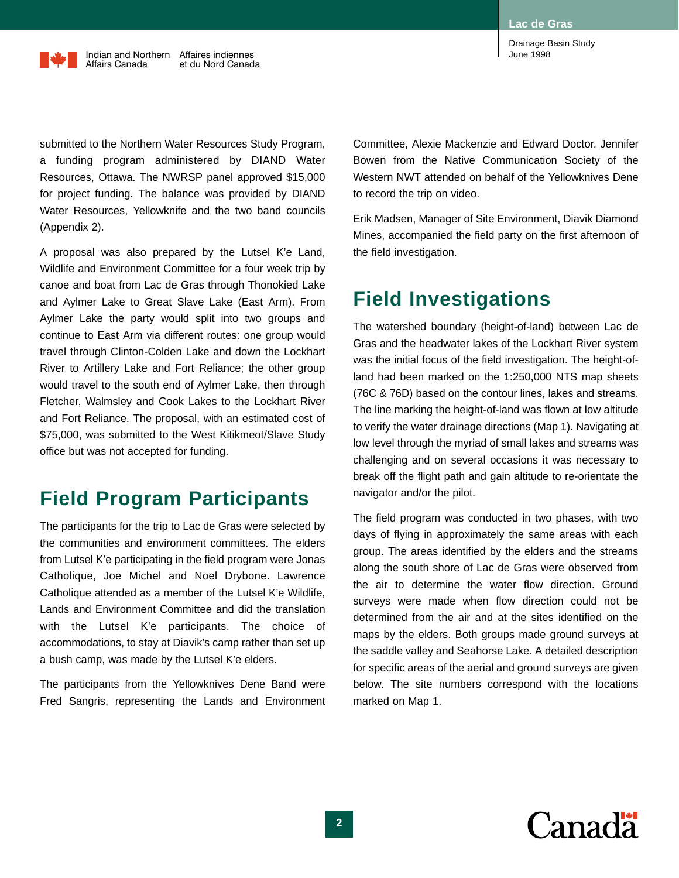submitted to the Northern Water Resources Study Program, a funding program administered by DIAND Water Resources, Ottawa. The NWRSP panel approved $15,000 for project funding. The balance was provided by DIAND Water Resources, Yellowknife and the two band councils (Appendix 2).

A proposal was also prepared by the Lutsel K'e Land, Wildlife and Environment Committee for a four week trip by canoe and boat from Lac de Gras through Thonokied Lake and Aylmer Lake to Great Slave Lake (East Arm). From Aylmer Lake the party would split into two groups and continue to East Arm via different routes: one group would travel through Clinton-Colden Lake and down the Lockhart River to Artillery Lake and Fort Reliance; the other group would travel to the south end of Aylmer Lake, then through Fletcher, Walmsley and Cook Lakes to the Lockhart River and Fort Reliance. The proposal, with an estimated cost of $75,000, was submitted to the West Kitikmeot/Slave Study office but was not accepted for funding.

## Field Program Participants

The participants for the trip to Lac de Gras were selected by the communities and environment committees. The elders from Lutsel K'e participating in the field program were Jonas Catholique, Joe Michel and Noel Drybone. Lawrence Catholique attended as a member of the Lutsel K'e Wildlife, Lands and Environment Committee and did the translation with the Lutsel K'e participants. The choice of accommodations, to stay at Diavik's camp rather than set up a bush camp, was made by the Lutsel K'e elders.

The participants from the Yellowknives Dene Band were Fred Sangris, representing the Lands and Environment Committee, Alexie Mackenzie and Edward Doctor. Jennifer Bowen from the Native Communication Society of the Western NWT attended on behalf of the Yellowknives Dene to record the trip on video.

Erik Madsen, Manager of Site Environment, Diavik Diamond Mines, accompanied the field party on the first afternoon of the field investigation.

## Field Investigations

The watershed boundary (height-of-land) between Lac de Gras and the headwater lakes of the Lockhart River system was the initial focus of the field investigation. The height-of-land had been marked on the 1:250,000 NTS map sheets (76C & 76D) based on the contour lines, lakes and streams. The line marking the height-of-land was flown at low altitude to verify the water drainage directions (Map 1). Navigating at low level through the myriad of small lakes and streams was challenging and on several occasions it was necessary to break off the flight path and gain altitude to re-orientate the navigator and/or the pilot.

The field program was conducted in two phases, with two days of flying in approximately the same areas with each group. The areas identified by the elders and the streams along the south shore of Lac de Gras were observed from the air to determine the water flow direction. Ground surveys were made when flow direction could not be determined from the air and at the sites identified on the maps by the elders. Both groups made ground surveys at the saddle valley and Seahorse Lake. A detailed description for specific areas of the aerial and ground surveys are given below. The site numbers correspond with the locations marked on Map 1.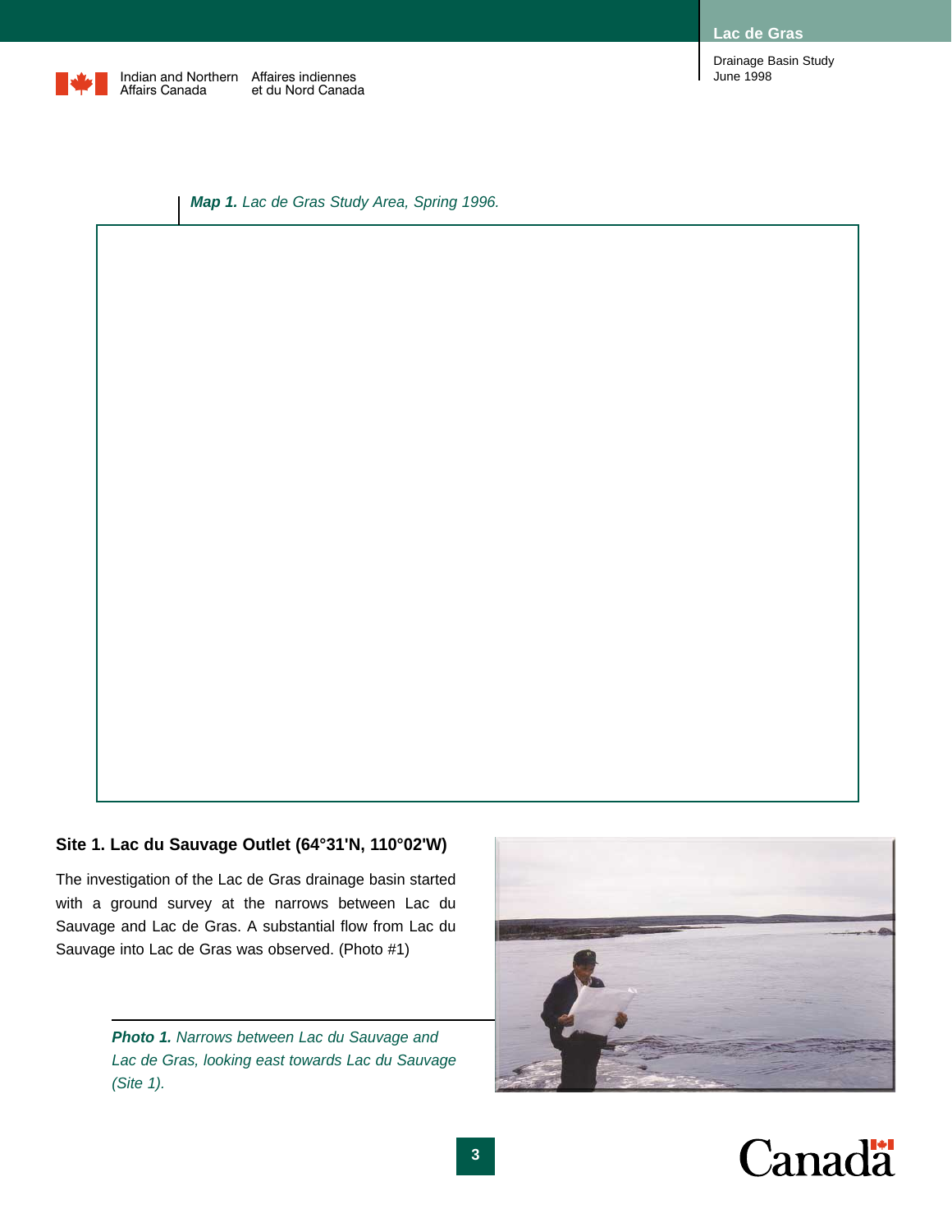*Map 1. Lac de Gras Study Area, Spring 1996.*

## Site 1. Lac du Sauvage Outlet (64°31'N, 110°02'W)

The investigation of the Lac de Gras drainage basin started with a ground survey at the narrows between Lac du Sauvage and Lac de Gras. A substantial flow from Lac du Sauvage into Lac de Gras was observed. (Photo #1)

***Photo 1.*** *Narrows between Lac du Sauvage and Lac de Gras, looking east towards Lac du Sauvage (Site 1).*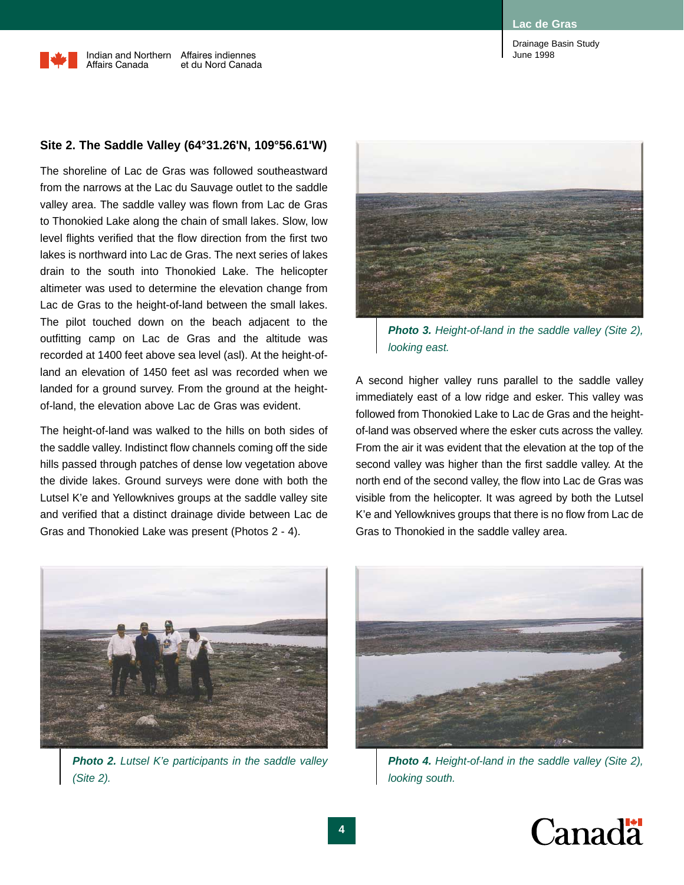### Site 2. The Saddle Valley (64°31.26'N, 109°56.61'W)

The shoreline of Lac de Gras was followed southeastward from the narrows at the Lac du Sauvage outlet to the saddle valley area. The saddle valley was flown from Lac de Gras to Thonokied Lake along the chain of small lakes. Slow, low level flights verified that the flow direction from the first two lakes is northward into Lac de Gras. The next series of lakes drain to the south into Thonokied Lake. The helicopter altimeter was used to determine the elevation change from Lac de Gras to the height-of-land between the small lakes. The pilot touched down on the beach adjacent to the outfitting camp on Lac de Gras and the altitude was recorded at 1400 feet above sea level (asl). At the height-of-land an elevation of 1450 feet asl was recorded when we landed for a ground survey. From the ground at the height-of-land, the elevation above Lac de Gras was evident.

The height-of-land was walked to the hills on both sides of the saddle valley. Indistinct flow channels coming off the side hills passed through patches of dense low vegetation above the divide lakes. Ground surveys were done with both the Lutsel K'e and Yellowknives groups at the saddle valley site and verified that a distinct drainage divide between Lac de Gras and Thonokied Lake was present (Photos 2 - 4).

***Photo 3.*** *Height-of-land in the saddle valley (Site 2), looking east.*

A second higher valley runs parallel to the saddle valley immediately east of a low ridge and esker. This valley was followed from Thonokied Lake to Lac de Gras and the height-of-land was observed where the esker cuts across the valley. From the air it was evident that the elevation at the top of the second valley was higher than the first saddle valley. At the north end of the second valley, the flow into Lac de Gras was visible from the helicopter. It was agreed by both the Lutsel K'e and Yellowknives groups that there is no flow from Lac de Gras to Thonokied in the saddle valley area.

***Photo 2.*** *Lutsel K'e participants in the saddle valley (Site 2).*

***Photo 4.*** *Height-of-land in the saddle valley (Site 2), looking south.*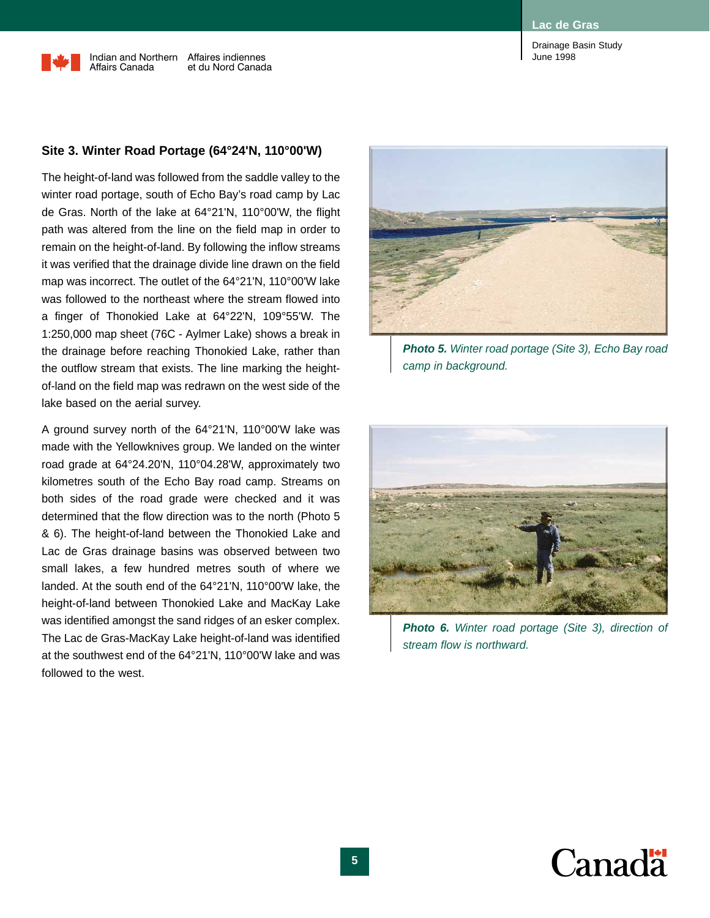### Site 3. Winter Road Portage (64°24'N, 110°00'W)

The height-of-land was followed from the saddle valley to the winter road portage, south of Echo Bay's road camp by Lac de Gras. North of the lake at 64°21'N, 110°00'W, the flight path was altered from the line on the field map in order to remain on the height-of-land. By following the inflow streams it was verified that the drainage divide line drawn on the field map was incorrect. The outlet of the 64°21'N, 110°00'W lake was followed to the northeast where the stream flowed into a finger of Thonokied Lake at 64°22'N, 109°55'W. The 1:250,000 map sheet (76C - Aylmer Lake) shows a break in the drainage before reaching Thonokied Lake, rather than the outflow stream that exists. The line marking the height-of-land on the field map was redrawn on the west side of the lake based on the aerial survey.

A ground survey north of the 64°21'N, 110°00'W lake was made with the Yellowknives group. We landed on the winter road grade at 64°24.20'N, 110°04.28'W, approximately two kilometres south of the Echo Bay road camp. Streams on both sides of the road grade were checked and it was determined that the flow direction was to the north (Photo 5 & 6). The height-of-land between the Thonokied Lake and Lac de Gras drainage basins was observed between two small lakes, a few hundred metres south of where we landed. At the south end of the 64°21'N, 110°00'W lake, the height-of-land between Thonokied Lake and MacKay Lake was identified amongst the sand ridges of an esker complex. The Lac de Gras-MacKay Lake height-of-land was identified at the southwest end of the 64°21'N, 110°00'W lake and was followed to the west.

***Photo 5.*** *Winter road portage (Site 3), Echo Bay road camp in background.*

***Photo 6.*** *Winter road portage (Site 3), direction of stream flow is northward.*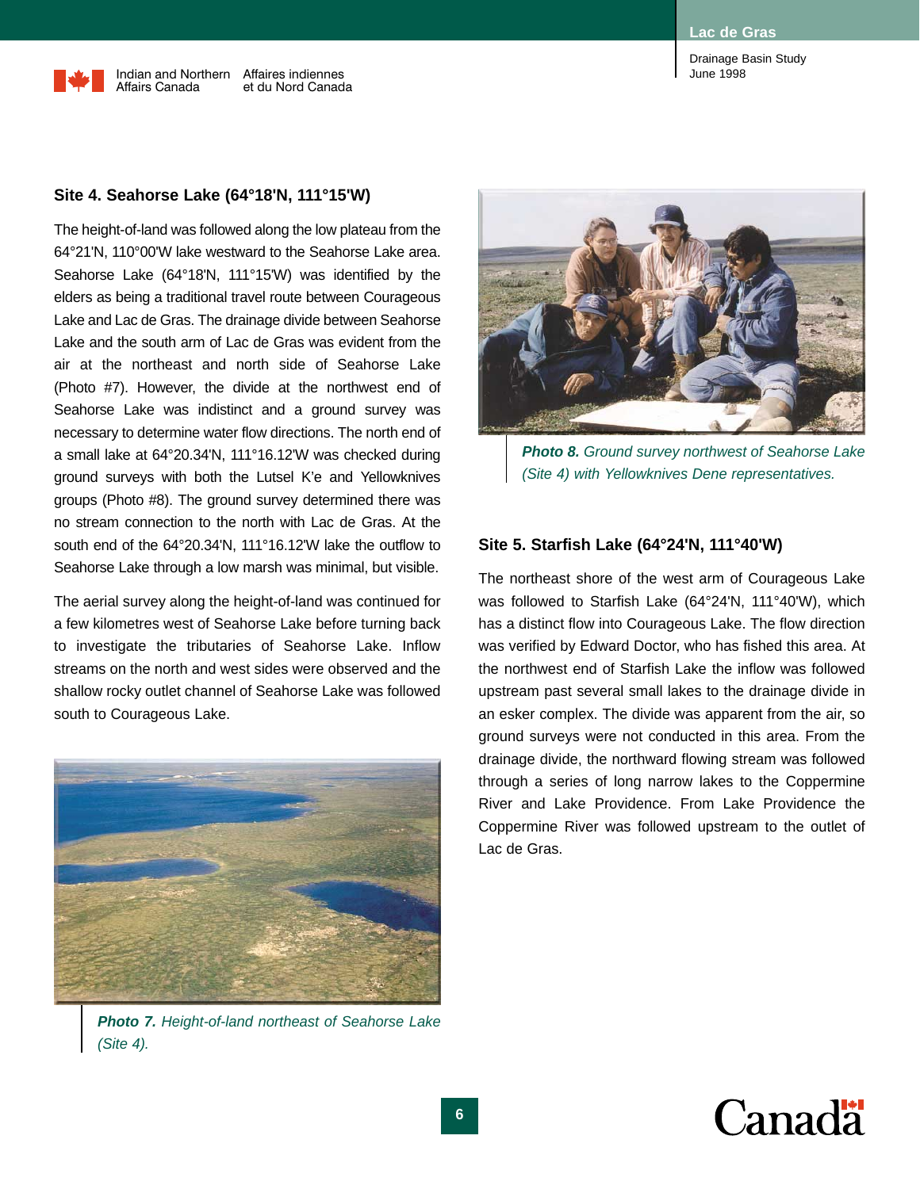### Site 4. Seahorse Lake (64°18'N, 111°15'W)

The height-of-land was followed along the low plateau from the 64°21'N, 110°00'W lake westward to the Seahorse Lake area. Seahorse Lake (64°18'N, 111°15'W) was identified by the elders as being a traditional travel route between Courageous Lake and Lac de Gras. The drainage divide between Seahorse Lake and the south arm of Lac de Gras was evident from the air at the northeast and north side of Seahorse Lake (Photo #7). However, the divide at the northwest end of Seahorse Lake was indistinct and a ground survey was necessary to determine water flow directions. The north end of a small lake at 64°20.34'N, 111°16.12'W was checked during ground surveys with both the Lutsel K'e and Yellowknives groups (Photo #8). The ground survey determined there was no stream connection to the north with Lac de Gras. At the south end of the 64°20.34'N, 111°16.12'W lake the outflow to Seahorse Lake through a low marsh was minimal, but visible.

The aerial survey along the height-of-land was continued for a few kilometres west of Seahorse Lake before turning back to investigate the tributaries of Seahorse Lake. Inflow streams on the north and west sides were observed and the shallow rocky outlet channel of Seahorse Lake was followed south to Courageous Lake.

***Photo 7.*** *Height-of-land northeast of Seahorse Lake (Site 4).*

***Photo 8.*** *Ground survey northwest of Seahorse Lake (Site 4) with Yellowknives Dene representatives.*

### Site 5. Starfish Lake (64°24'N, 111°40'W)

The northeast shore of the west arm of Courageous Lake was followed to Starfish Lake (64°24'N, 111°40'W), which has a distinct flow into Courageous Lake. The flow direction was verified by Edward Doctor, who has fished this area. At the northwest end of Starfish Lake the inflow was followed upstream past several small lakes to the drainage divide in an esker complex. The divide was apparent from the air, so ground surveys were not conducted in this area. From the drainage divide, the northward flowing stream was followed through a series of long narrow lakes to the Coppermine River and Lake Providence. From Lake Providence the Coppermine River was followed upstream to the outlet of Lac de Gras.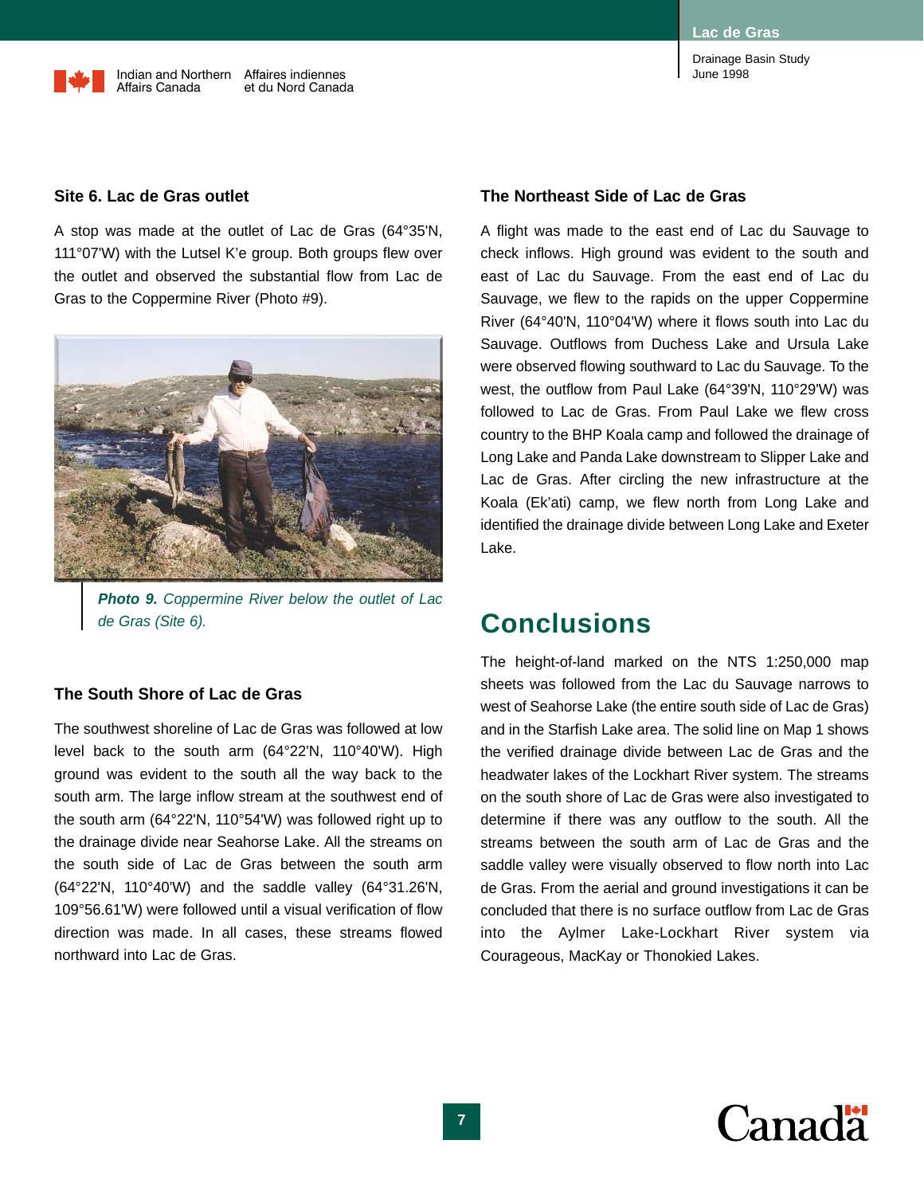### Site 6. Lac de Gras outlet

A stop was made at the outlet of Lac de Gras (64°35'N, 111°07'W) with the Lutsel K'e group. Both groups flew over the outlet and observed the substantial flow from Lac de Gras to the Coppermine River (Photo #9).

***Photo 9.*** *Coppermine River below the outlet of Lac de Gras (Site 6).*

### The South Shore of Lac de Gras

The southwest shoreline of Lac de Gras was followed at low level back to the south arm (64°22'N, 110°40'W). High ground was evident to the south all the way back to the south arm. The large inflow stream at the southwest end of the south arm (64°22'N, 110°54'W) was followed right up to the drainage divide near Seahorse Lake. All the streams on the south side of Lac de Gras between the south arm (64°22'N, 110°40'W) and the saddle valley (64°31.26'N, 109°56.61'W) were followed until a visual verification of flow direction was made. In all cases, these streams flowed northward into Lac de Gras.

### The Northeast Side of Lac de Gras

A flight was made to the east end of Lac du Sauvage to check inflows. High ground was evident to the south and east of Lac du Sauvage. From the east end of Lac du Sauvage, we flew to the rapids on the upper Coppermine River (64°40'N, 110°04'W) where it flows south into Lac du Sauvage. Outflows from Duchess Lake and Ursula Lake were observed flowing southward to Lac du Sauvage. To the west, the outflow from Paul Lake (64°39'N, 110°29'W) was followed to Lac de Gras. From Paul Lake we flew cross country to the BHP Koala camp and followed the drainage of Long Lake and Panda Lake downstream to Slipper Lake and Lac de Gras. After circling the new infrastructure at the Koala (Ek'ati) camp, we flew north from Long Lake and identified the drainage divide between Long Lake and Exeter Lake.

## Conclusions

The height-of-land marked on the NTS 1:250,000 map sheets was followed from the Lac du Sauvage narrows to west of Seahorse Lake (the entire south side of Lac de Gras) and in the Starfish Lake area. The solid line on Map 1 shows the verified drainage divide between Lac de Gras and the headwater lakes of the Lockhart River system. The streams on the south shore of Lac de Gras were also investigated to determine if there was any outflow to the south. All the streams between the south arm of Lac de Gras and the saddle valley were visually observed to flow north into Lac de Gras. From the aerial and ground investigations it can be concluded that there is no surface outflow from Lac de Gras into the Aylmer Lake-Lockhart River system via Courageous, MacKay or Thonokied Lakes.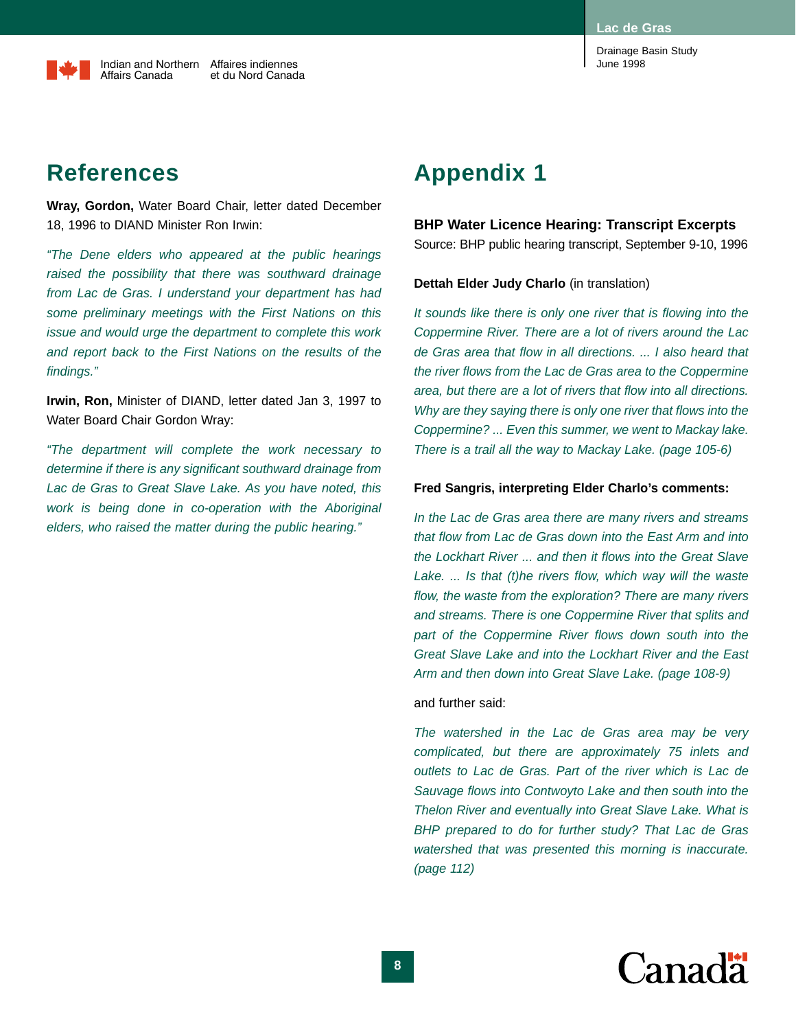# References

**Wray, Gordon,** Water Board Chair, letter dated December 18, 1996 to DIAND Minister Ron Irwin:

*"The Dene elders who appeared at the public hearings raised the possibility that there was southward drainage from Lac de Gras. I understand your department has had some preliminary meetings with the First Nations on this issue and would urge the department to complete this work and report back to the First Nations on the results of the findings."*

**Irwin, Ron,** Minister of DIAND, letter dated Jan 3, 1997 to Water Board Chair Gordon Wray:

*"The department will complete the work necessary to determine if there is any significant southward drainage from Lac de Gras to Great Slave Lake. As you have noted, this work is being done in co-operation with the Aboriginal elders, who raised the matter during the public hearing."*

# Appendix 1

### BHP Water Licence Hearing: Transcript Excerpts

Source: BHP public hearing transcript, September 9-10, 1996

**Dettah Elder Judy Charlo** (in translation)

*It sounds like there is only one river that is flowing into the Coppermine River. There are a lot of rivers around the Lac de Gras area that flow in all directions. ... I also heard that the river flows from the Lac de Gras area to the Coppermine area, but there are a lot of rivers that flow into all directions. Why are they saying there is only one river that flows into the Coppermine? ... Even this summer, we went to Mackay lake. There is a trail all the way to Mackay Lake. (page 105-6)*

**Fred Sangris, interpreting Elder Charlo's comments:**

*In the Lac de Gras area there are many rivers and streams that flow from Lac de Gras down into the East Arm and into the Lockhart River ... and then it flows into the Great Slave Lake. ... Is that (t)he rivers flow, which way will the waste flow, the waste from the exploration? There are many rivers and streams. There is one Coppermine River that splits and part of the Coppermine River flows down south into the Great Slave Lake and into the Lockhart River and the East Arm and then down into Great Slave Lake. (page 108-9)*

and further said:

*The watershed in the Lac de Gras area may be very complicated, but there are approximately 75 inlets and outlets to Lac de Gras. Part of the river which is Lac de Sauvage flows into Contwoyto Lake and then south into the Thelon River and eventually into Great Slave Lake. What is BHP prepared to do for further study? That Lac de Gras watershed that was presented this morning is inaccurate. (page 112)*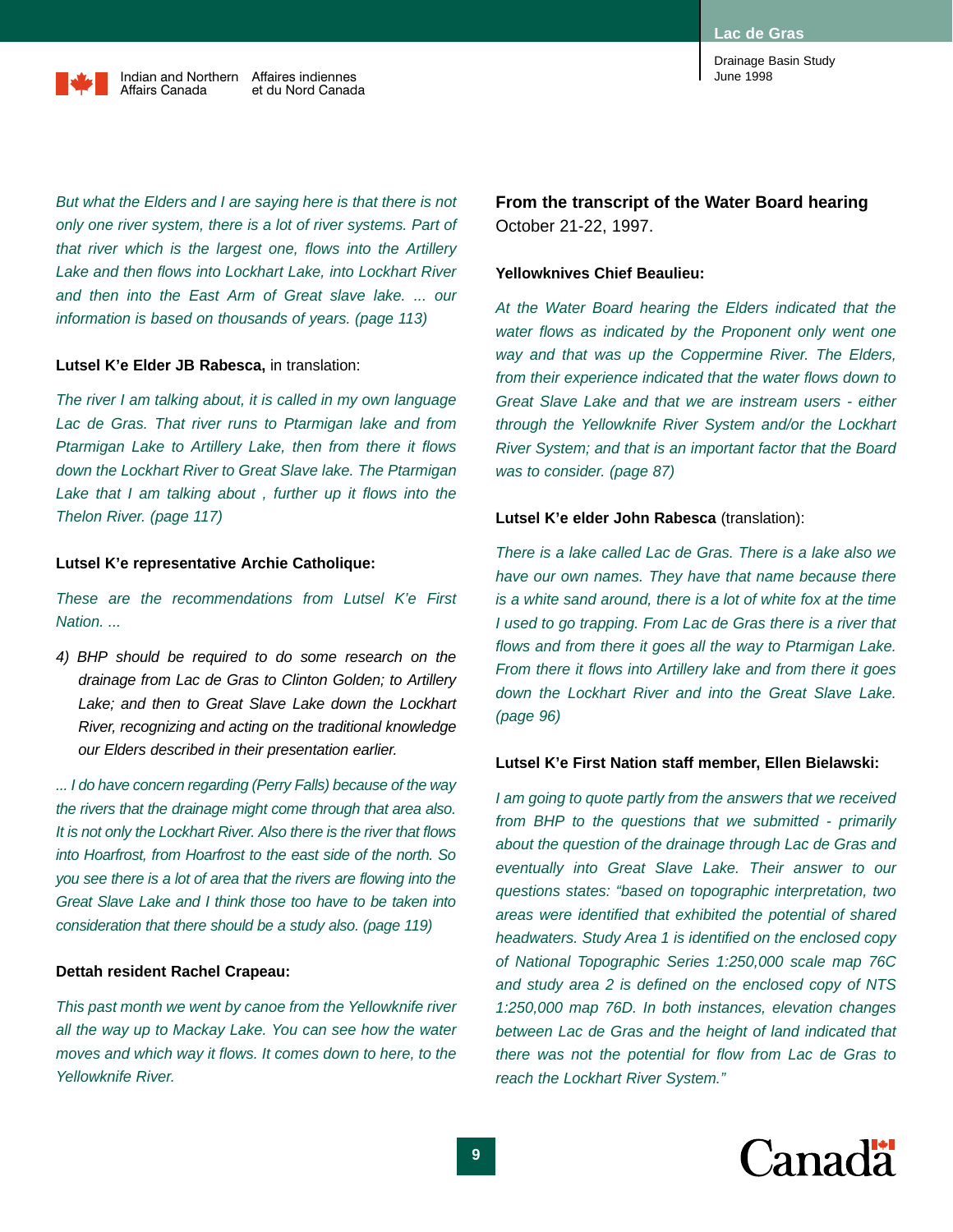*But what the Elders and I are saying here is that there is not only one river system, there is a lot of river systems. Part of that river which is the largest one, flows into the Artillery Lake and then flows into Lockhart Lake, into Lockhart River and then into the East Arm of Great slave lake. ... our information is based on thousands of years. (page 113)*

**Lutsel K'e Elder JB Rabesca,** in translation:

*The river I am talking about, it is called in my own language Lac de Gras. That river runs to Ptarmigan lake and from Ptarmigan Lake to Artillery Lake, then from there it flows down the Lockhart River to Great Slave lake. The Ptarmigan Lake that I am talking about , further up it flows into the Thelon River. (page 117)*

**Lutsel K'e representative Archie Catholique:**

*These are the recommendations from Lutsel K'e First Nation. ...*

*4) BHP should be required to do some research on the drainage from Lac de Gras to Clinton Golden; to Artillery Lake; and then to Great Slave Lake down the Lockhart River, recognizing and acting on the traditional knowledge our Elders described in their presentation earlier.*

*... I do have concern regarding (Perry Falls) because of the way the rivers that the drainage might come through that area also. It is not only the Lockhart River. Also there is the river that flows into Hoarfrost, from Hoarfrost to the east side of the north. So you see there is a lot of area that the rivers are flowing into the Great Slave Lake and I think those too have to be taken into consideration that there should be a study also. (page 119)*

**Dettah resident Rachel Crapeau:**

*This past month we went by canoe from the Yellowknife river all the way up to Mackay Lake. You can see how the water moves and which way it flows. It comes down to here, to the Yellowknife River.*

**From the transcript of the Water Board hearing** October 21-22, 1997.

**Yellowknives Chief Beaulieu:**

*At the Water Board hearing the Elders indicated that the water flows as indicated by the Proponent only went one way and that was up the Coppermine River. The Elders, from their experience indicated that the water flows down to Great Slave Lake and that we are instream users - either through the Yellowknife River System and/or the Lockhart River System; and that is an important factor that the Board was to consider. (page 87)*

**Lutsel K'e elder John Rabesca** (translation):

*There is a lake called Lac de Gras. There is a lake also we have our own names. They have that name because there is a white sand around, there is a lot of white fox at the time I used to go trapping. From Lac de Gras there is a river that flows and from there it goes all the way to Ptarmigan Lake. From there it flows into Artillery lake and from there it goes down the Lockhart River and into the Great Slave Lake. (page 96)*

**Lutsel K'e First Nation staff member, Ellen Bielawski:**

*I am going to quote partly from the answers that we received from BHP to the questions that we submitted - primarily about the question of the drainage through Lac de Gras and eventually into Great Slave Lake. Their answer to our questions states: "based on topographic interpretation, two areas were identified that exhibited the potential of shared headwaters. Study Area 1 is identified on the enclosed copy of National Topographic Series 1:250,000 scale map 76C and study area 2 is defined on the enclosed copy of NTS 1:250,000 map 76D. In both instances, elevation changes between Lac de Gras and the height of land indicated that there was not the potential for flow from Lac de Gras to reach the Lockhart River System."*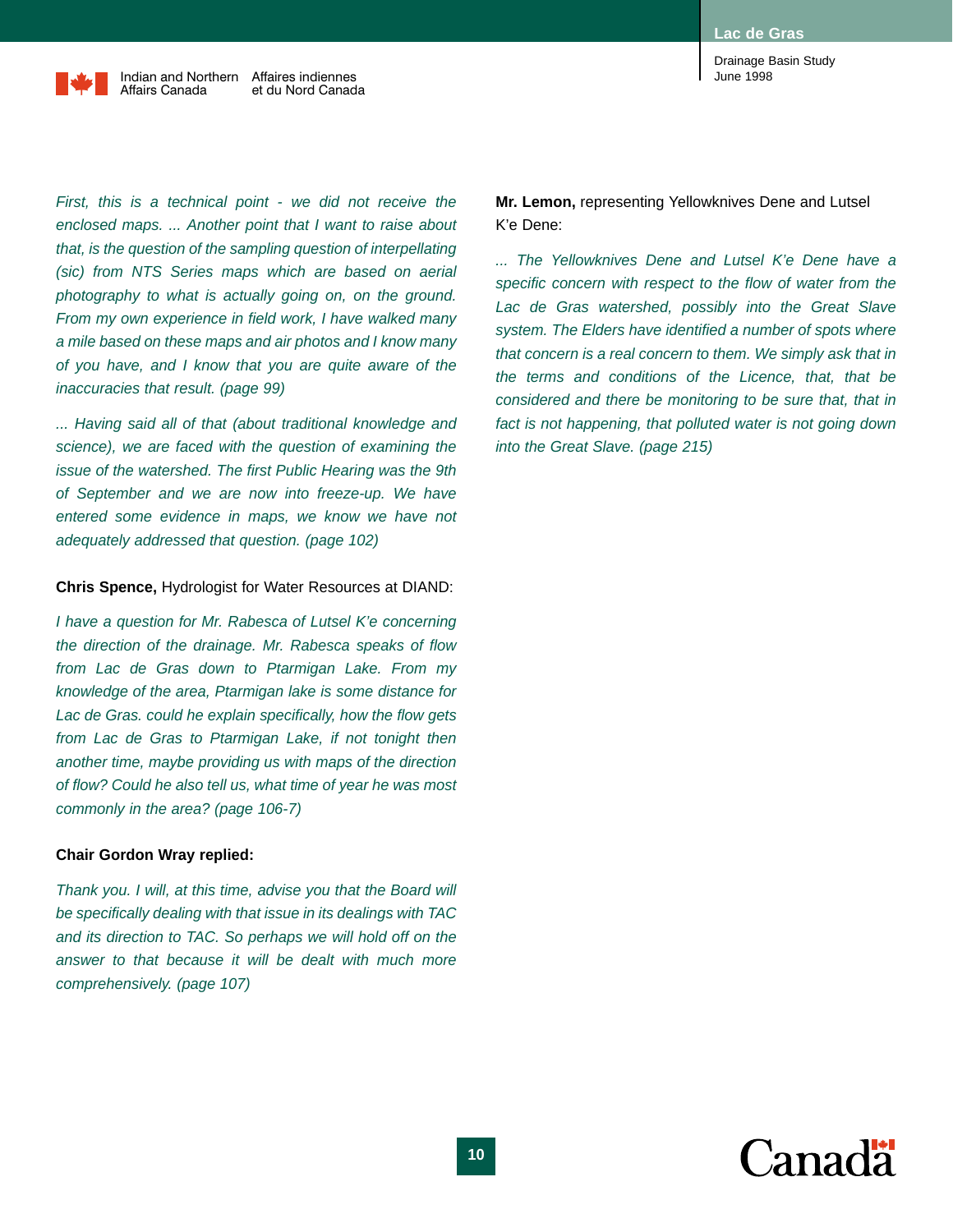*First, this is a technical point - we did not receive the enclosed maps. ... Another point that I want to raise about that, is the question of the sampling question of interpellating (sic) from NTS Series maps which are based on aerial photography to what is actually going on, on the ground. From my own experience in field work, I have walked many a mile based on these maps and air photos and I know many of you have, and I know that you are quite aware of the inaccuracies that result. (page 99)*

*... Having said all of that (about traditional knowledge and science), we are faced with the question of examining the issue of the watershed. The first Public Hearing was the 9th of September and we are now into freeze-up. We have entered some evidence in maps, we know we have not adequately addressed that question. (page 102)*

**Chris Spence,** Hydrologist for Water Resources at DIAND:

*I have a question for Mr. Rabesca of Lutsel K'e concerning the direction of the drainage. Mr. Rabesca speaks of flow from Lac de Gras down to Ptarmigan Lake. From my knowledge of the area, Ptarmigan lake is some distance for Lac de Gras. could he explain specifically, how the flow gets from Lac de Gras to Ptarmigan Lake, if not tonight then another time, maybe providing us with maps of the direction of flow? Could he also tell us, what time of year he was most commonly in the area? (page 106-7)*

**Chair Gordon Wray replied:**

*Thank you. I will, at this time, advise you that the Board will be specifically dealing with that issue in its dealings with TAC and its direction to TAC. So perhaps we will hold off on the answer to that because it will be dealt with much more comprehensively. (page 107)*

**Mr. Lemon,** representing Yellowknives Dene and Lutsel K'e Dene:

*... The Yellowknives Dene and Lutsel K'e Dene have a specific concern with respect to the flow of water from the Lac de Gras watershed, possibly into the Great Slave system. The Elders have identified a number of spots where that concern is a real concern to them. We simply ask that in the terms and conditions of the Licence, that, that be considered and there be monitoring to be sure that, that in fact is not happening, that polluted water is not going down into the Great Slave. (page 215)*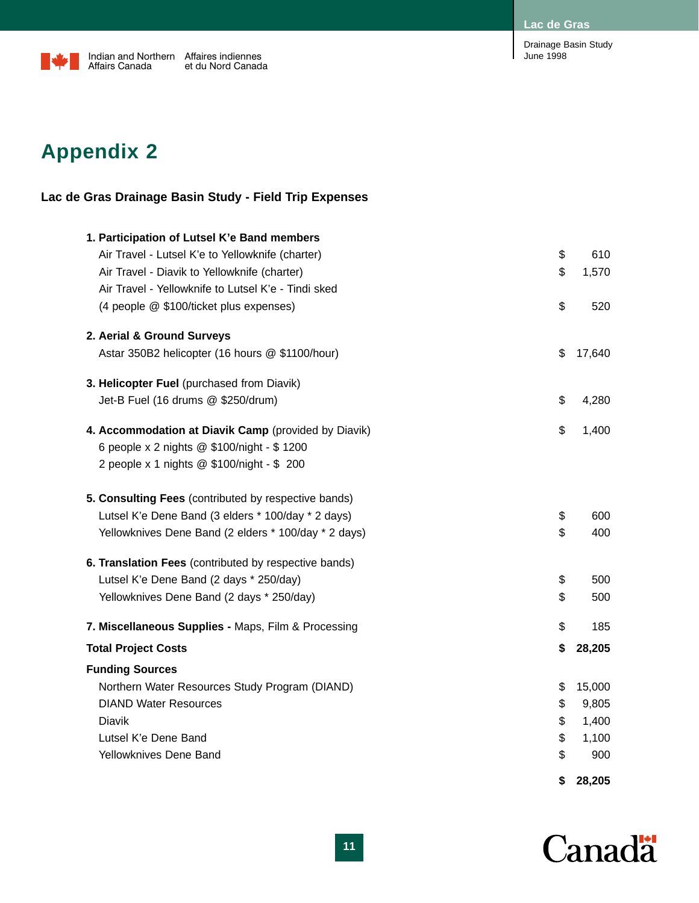# Appendix 2

**Lac de Gras Drainage Basin Study - Field Trip Expenses**

| Item | Amount |
|---|---|
| **1. Participation of Lutsel K'e Band members** | |
| Air Travel - Lutsel K'e to Yellowknife (charter) | $ 610 |
| Air Travel - Diavik to Yellowknife (charter) | $ 1,570 |
| Air Travel - Yellowknife to Lutsel K'e - Tindi sked (4 people @ $100/ticket plus expenses) | $ 520 |
| **2. Aerial & Ground Surveys** | |
| Astar 350B2 helicopter (16 hours @ $1100/hour) | $ 17,640 |
| **3. Helicopter Fuel** (purchased from Diavik) | |
| Jet-B Fuel (16 drums @ $250/drum) | $ 4,280 |
| **4. Accommodation at Diavik Camp** (provided by Diavik) | $ 1,400 |
| 6 people x 2 nights @ $100/night - $ 1200 | |
| 2 people x 1 nights @ $100/night - $ 200 | |
| **5. Consulting Fees** (contributed by respective bands) | |
| Lutsel K'e Dene Band (3 elders * 100/day * 2 days) | $ 600 |
| Yellowknives Dene Band (2 elders * 100/day * 2 days) | $ 400 |
| **6. Translation Fees** (contributed by respective bands) | |
| Lutsel K'e Dene Band (2 days * 250/day) | $ 500 |
| Yellowknives Dene Band (2 days * 250/day) | $ 500 |
| **7. Miscellaneous Supplies -** Maps, Film & Processing | $ 185 |
| **Total Project Costs** | **$ 28,205** |
| **Funding Sources** | |
| Northern Water Resources Study Program (DIAND) | $ 15,000 |
| DIAND Water Resources | $ 9,805 |
| Diavik | $ 1,400 |
| Lutsel K'e Dene Band | $ 1,100 |
| Yellowknives Dene Band | $ 900 |
| | **$ 28,205** |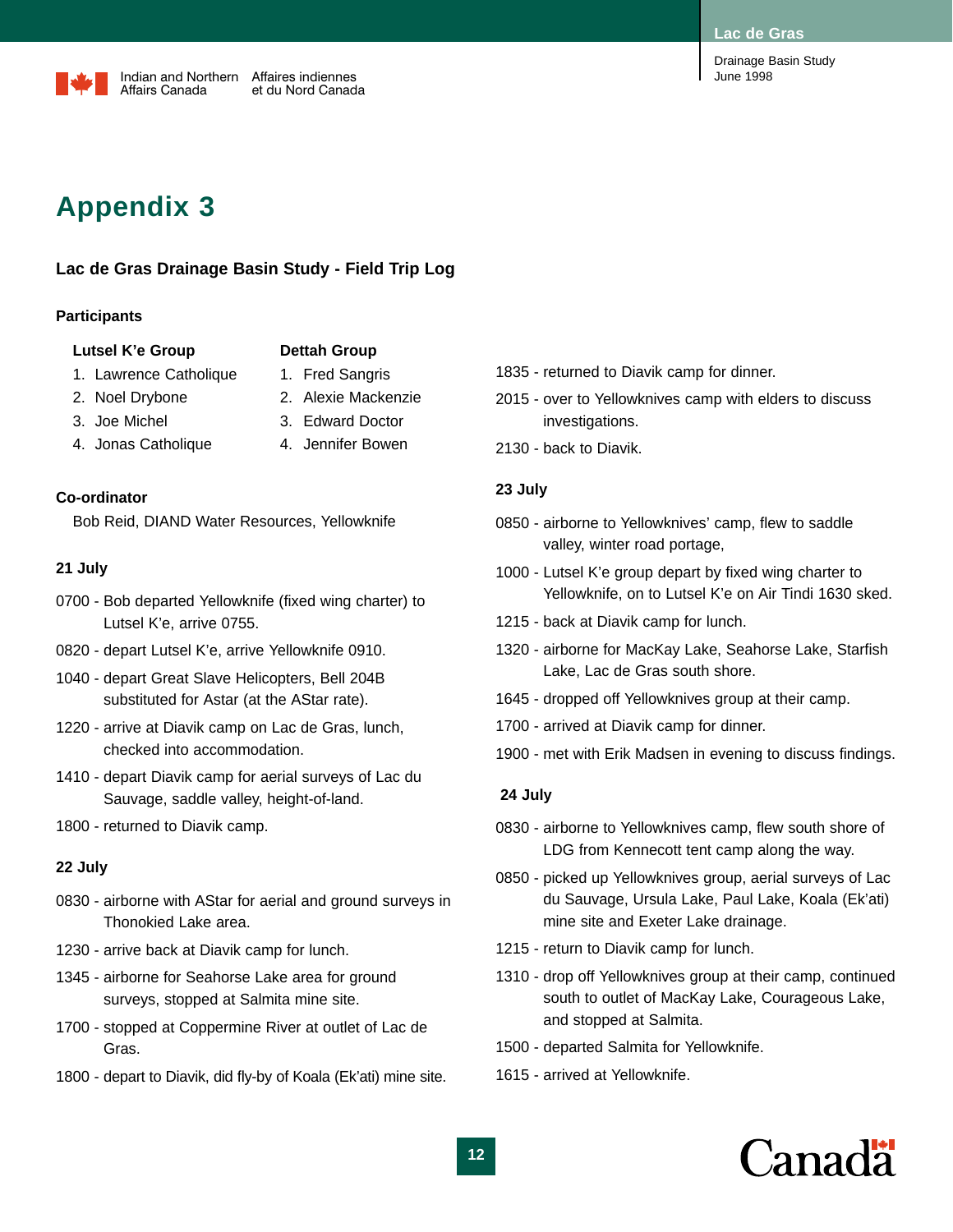# Appendix 3

### Lac de Gras Drainage Basin Study - Field Trip Log

#### Participants

**Lutsel K'e Group**

1. Lawrence Catholique
2. Noel Drybone
3. Joe Michel
4. Jonas Catholique

**Dettah Group**

1. Fred Sangris
2. Alexie Mackenzie
3. Edward Doctor
4. Jennifer Bowen

#### Co-ordinator

Bob Reid, DIAND Water Resources, Yellowknife

#### 21 July

0700 - Bob departed Yellowknife (fixed wing charter) to Lutsel K'e, arrive 0755.

0820 - depart Lutsel K'e, arrive Yellowknife 0910.

1040 - depart Great Slave Helicopters, Bell 204B substituted for Astar (at the AStar rate).

1220 - arrive at Diavik camp on Lac de Gras, lunch, checked into accommodation.

1410 - depart Diavik camp for aerial surveys of Lac du Sauvage, saddle valley, height-of-land.

1800 - returned to Diavik camp.

#### 22 July

0830 - airborne with AStar for aerial and ground surveys in Thonokied Lake area.

1230 - arrive back at Diavik camp for lunch.

1345 - airborne for Seahorse Lake area for ground surveys, stopped at Salmita mine site.

1700 - stopped at Coppermine River at outlet of Lac de Gras.

1800 - depart to Diavik, did fly-by of Koala (Ek'ati) mine site.

1835 - returned to Diavik camp for dinner.

2015 - over to Yellowknives camp with elders to discuss investigations.

2130 - back to Diavik.

#### 23 July

0850 - airborne to Yellowknives' camp, flew to saddle valley, winter road portage,

1000 - Lutsel K'e group depart by fixed wing charter to Yellowknife, on to Lutsel K'e on Air Tindi 1630 sked.

1215 - back at Diavik camp for lunch.

1320 - airborne for MacKay Lake, Seahorse Lake, Starfish Lake, Lac de Gras south shore.

1645 - dropped off Yellowknives group at their camp.

1700 - arrived at Diavik camp for dinner.

1900 - met with Erik Madsen in evening to discuss findings.

#### 24 July

0830 - airborne to Yellowknives camp, flew south shore of LDG from Kennecott tent camp along the way.

0850 - picked up Yellowknives group, aerial surveys of Lac du Sauvage, Ursula Lake, Paul Lake, Koala (Ek'ati) mine site and Exeter Lake drainage.

1215 - return to Diavik camp for lunch.

1310 - drop off Yellowknives group at their camp, continued south to outlet of MacKay Lake, Courageous Lake, and stopped at Salmita.

1500 - departed Salmita for Yellowknife.

1615 - arrived at Yellowknife.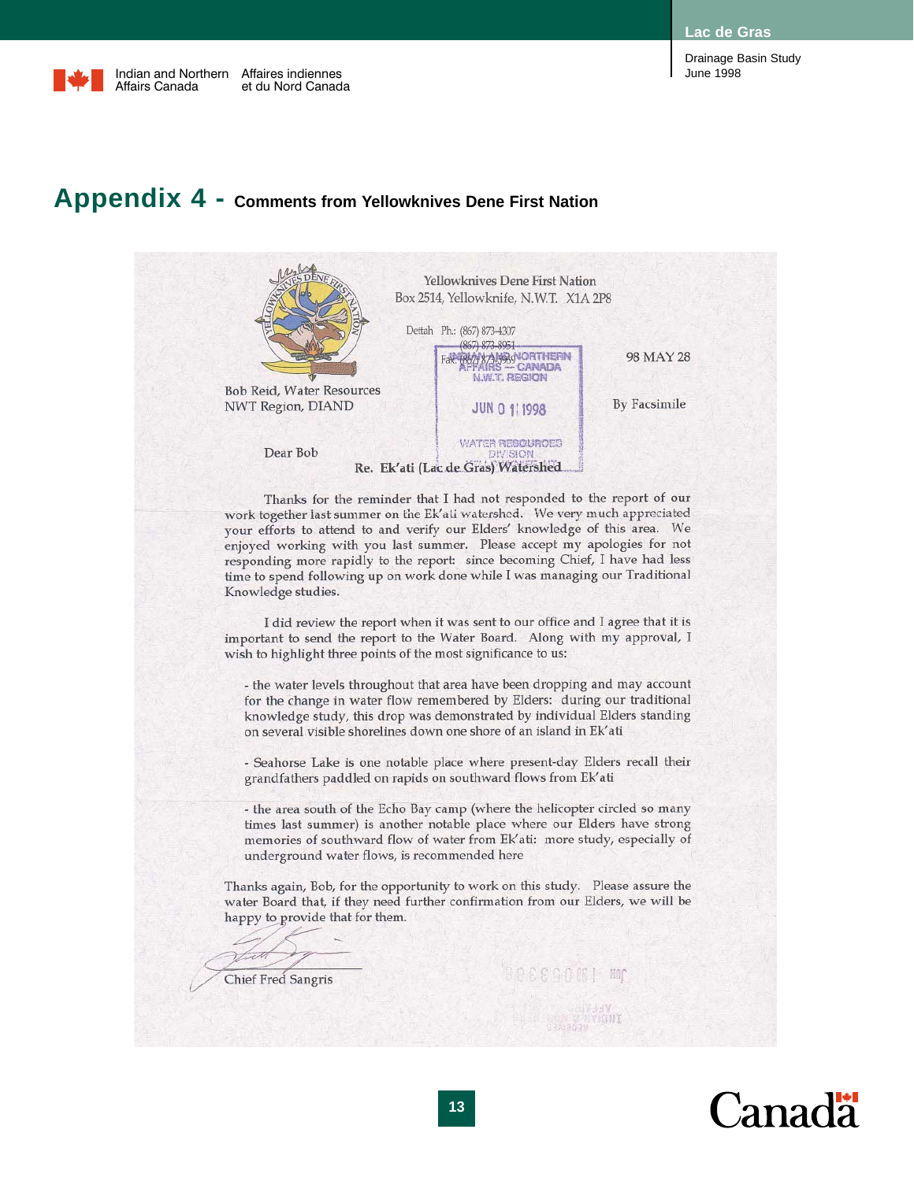# Appendix 4 - Comments from Yellowknives Dene First Nation

Yellowknives Dene First Nation
Box 2514, Yellowknife, N.W.T. X1A 2P8

Dettah Ph.: (867) 873-4307
(867) 873-8951
Fax: (867) 873-5969

INDIAN AND NORTHERN AFFAIRS — CANADA
N.W.T. REGION
JUN 0 1 1998
WATER RESOURCES DIVISION

98 MAY 28

By Facsimile

Bob Reid, Water Resources
NWT Region, DIAND

Dear Bob

**Re. Ek'ati (Lac de Gras) Watershed**

Thanks for the reminder that I had not responded to the report of our work together last summer on the Ek'ati watershed. We very much appreciated your efforts to attend to and verify our Elders' knowledge of this area. We enjoyed working with you last summer. Please accept my apologies for not responding more rapidly to the report: since becoming Chief, I have had less time to spend following up on work done while I was managing our Traditional Knowledge studies.

I did review the report when it was sent to our office and I agree that it is important to send the report to the Water Board. Along with my approval, I wish to highlight three points of the most significance to us:

- the water levels throughout that area have been dropping and may account for the change in water flow remembered by Elders: during our traditional knowledge study, this drop was demonstrated by individual Elders standing on several visible shorelines down one shore of an island in Ek'ati

- Seahorse Lake is one notable place where present-day Elders recall their grandfathers paddled on rapids on southward flows from Ek'ati

- the area south of the Echo Bay camp (where the helicopter circled so many times last summer) is another notable place where our Elders have strong memories of southward flow of water from Ek'ati: more study, especially of underground water flows, is recommended here

Thanks again, Bob, for the opportunity to work on this study. Please assure the water Board that, if they need further confirmation from our Elders, we will be happy to provide that for them.

Chief Fred Sangris